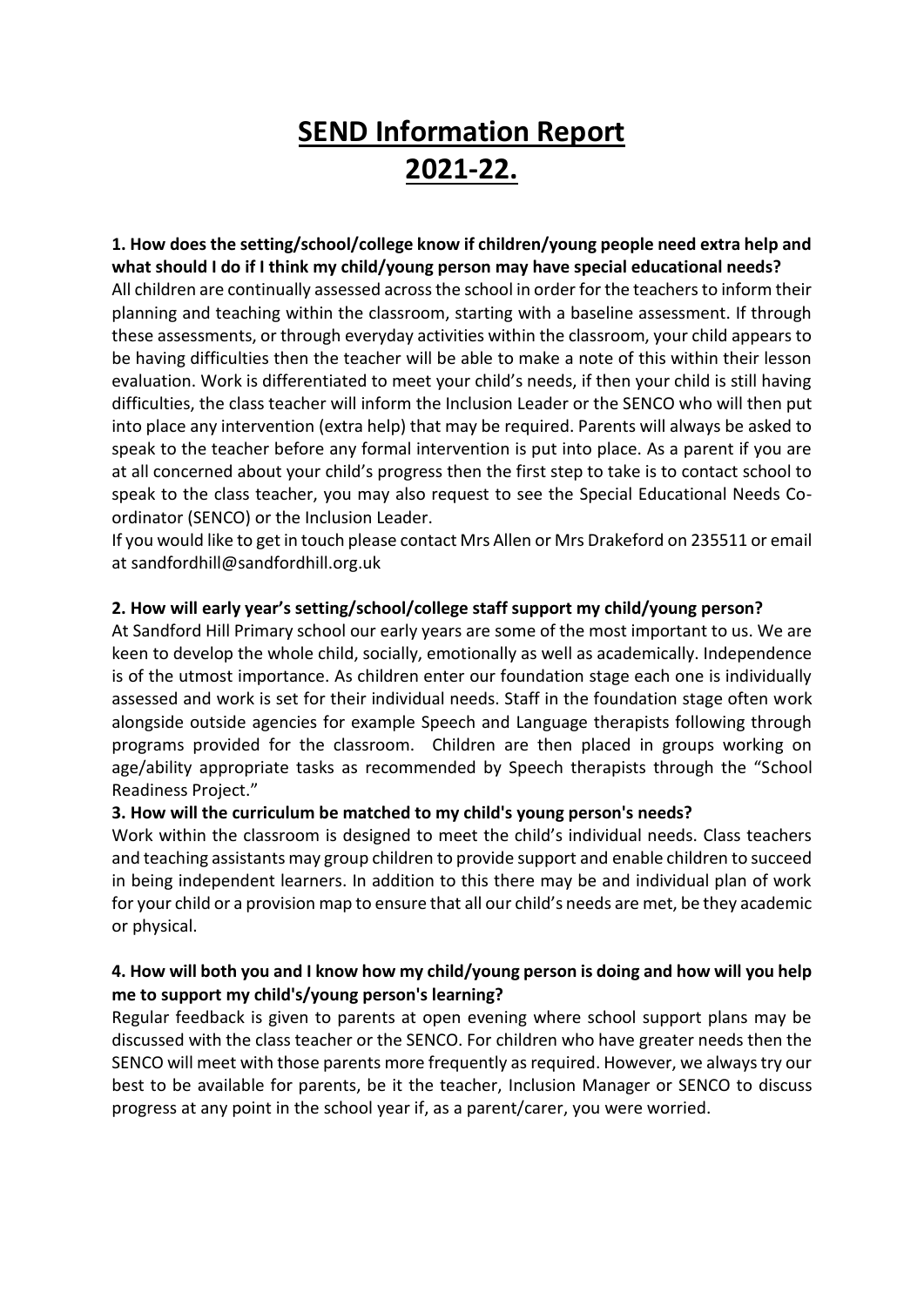# SEND Information Report 2021-22.

**1. How does the setting/school/college know if children/young people need extra help and what should I do if I think my child/young person may have special educational needs?**

All children are continually assessed across the school in order for the teachers to inform their planning and teaching within the classroom, starting with a baseline assessment. If through these assessments, or through everyday activities within the classroom, your child appears to be having difficulties then the teacher will be able to make a note of this within their lesson evaluation. Work is differentiated to meet your child's needs, if then your child is still having difficulties, the class teacher will inform the Inclusion Leader or the SENCO who will then put into place any intervention (extra help) that may be required. Parents will always be asked to speak to the teacher before any formal intervention is put into place. As a parent if you are at all concerned about your child's progress then the first step to take is to contact school to speak to the class teacher, you may also request to see the Special Educational Needs Co-ordinator (SENCO) or the Inclusion Leader.

If you would like to get in touch please contact Mrs Allen or Mrs Drakeford on 235511 or email at sandfordhill@sandfordhill.org.uk

**2. How will early year's setting/school/college staff support my child/young person?**

At Sandford Hill Primary school our early years are some of the most important to us. We are keen to develop the whole child, socially, emotionally as well as academically. Independence is of the utmost importance. As children enter our foundation stage each one is individually assessed and work is set for their individual needs. Staff in the foundation stage often work alongside outside agencies for example Speech and Language therapists following through programs provided for the classroom. Children are then placed in groups working on age/ability appropriate tasks as recommended by Speech therapists through the "School Readiness Project."

**3. How will the curriculum be matched to my child's young person's needs?**

Work within the classroom is designed to meet the child's individual needs. Class teachers and teaching assistants may group children to provide support and enable children to succeed in being independent learners. In addition to this there may be and individual plan of work for your child or a provision map to ensure that all our child's needs are met, be they academic or physical.

**4. How will both you and I know how my child/young person is doing and how will you help me to support my child's/young person's learning?**

Regular feedback is given to parents at open evening where school support plans may be discussed with the class teacher or the SENCO. For children who have greater needs then the SENCO will meet with those parents more frequently as required. However, we always try our best to be available for parents, be it the teacher, Inclusion Manager or SENCO to discuss progress at any point in the school year if, as a parent/carer, you were worried.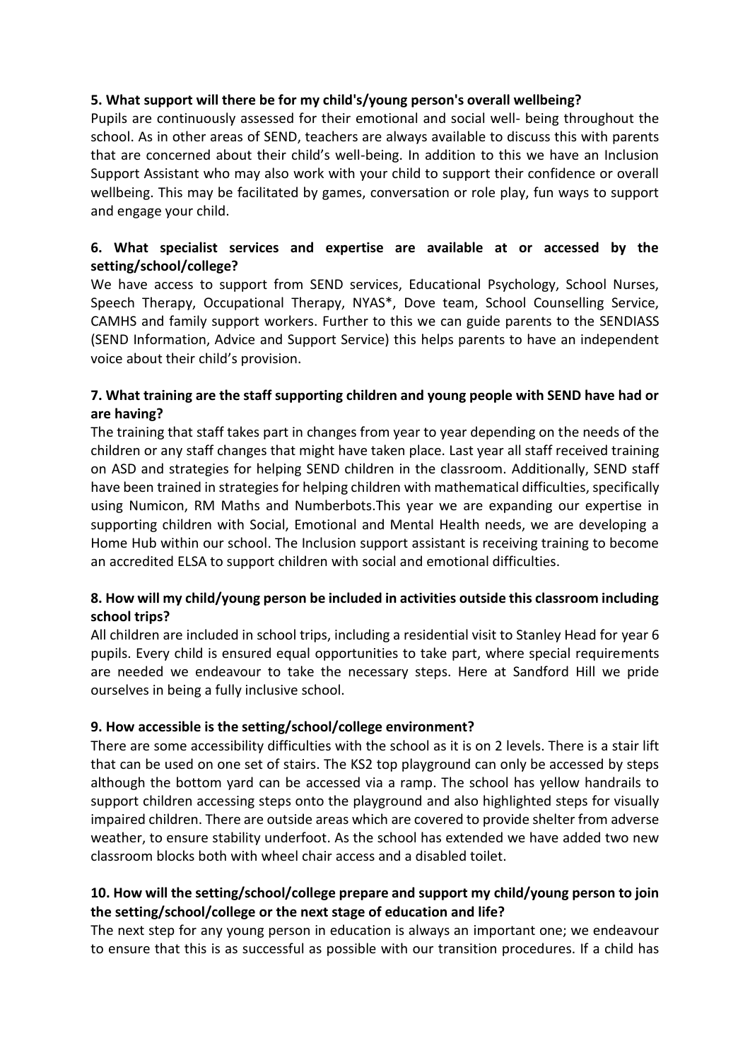**5. What support will there be for my child's/young person's overall wellbeing?**

Pupils are continuously assessed for their emotional and social well- being throughout the school. As in other areas of SEND, teachers are always available to discuss this with parents that are concerned about their child's well-being. In addition to this we have an Inclusion Support Assistant who may also work with your child to support their confidence or overall wellbeing. This may be facilitated by games, conversation or role play, fun ways to support and engage your child.

**6. What specialist services and expertise are available at or accessed by the setting/school/college?**

We have access to support from SEND services, Educational Psychology, School Nurses, Speech Therapy, Occupational Therapy, NYAS*, Dove team, School Counselling Service, CAMHS and family support workers. Further to this we can guide parents to the SENDIASS (SEND Information, Advice and Support Service) this helps parents to have an independent voice about their child's provision.

**7. What training are the staff supporting children and young people with SEND have had or are having?**

The training that staff takes part in changes from year to year depending on the needs of the children or any staff changes that might have taken place. Last year all staff received training on ASD and strategies for helping SEND children in the classroom. Additionally, SEND staff have been trained in strategies for helping children with mathematical difficulties, specifically using Numicon, RM Maths and Numberbots.This year we are expanding our expertise in supporting children with Social, Emotional and Mental Health needs, we are developing a Home Hub within our school. The Inclusion support assistant is receiving training to become an accredited ELSA to support children with social and emotional difficulties.

**8. How will my child/young person be included in activities outside this classroom including school trips?**

All children are included in school trips, including a residential visit to Stanley Head for year 6 pupils. Every child is ensured equal opportunities to take part, where special requirements are needed we endeavour to take the necessary steps. Here at Sandford Hill we pride ourselves in being a fully inclusive school.

**9. How accessible is the setting/school/college environment?**

There are some accessibility difficulties with the school as it is on 2 levels. There is a stair lift that can be used on one set of stairs. The KS2 top playground can only be accessed by steps although the bottom yard can be accessed via a ramp. The school has yellow handrails to support children accessing steps onto the playground and also highlighted steps for visually impaired children. There are outside areas which are covered to provide shelter from adverse weather, to ensure stability underfoot. As the school has extended we have added two new classroom blocks both with wheel chair access and a disabled toilet.

**10. How will the setting/school/college prepare and support my child/young person to join the setting/school/college or the next stage of education and life?**

The next step for any young person in education is always an important one; we endeavour to ensure that this is as successful as possible with our transition procedures. If a child has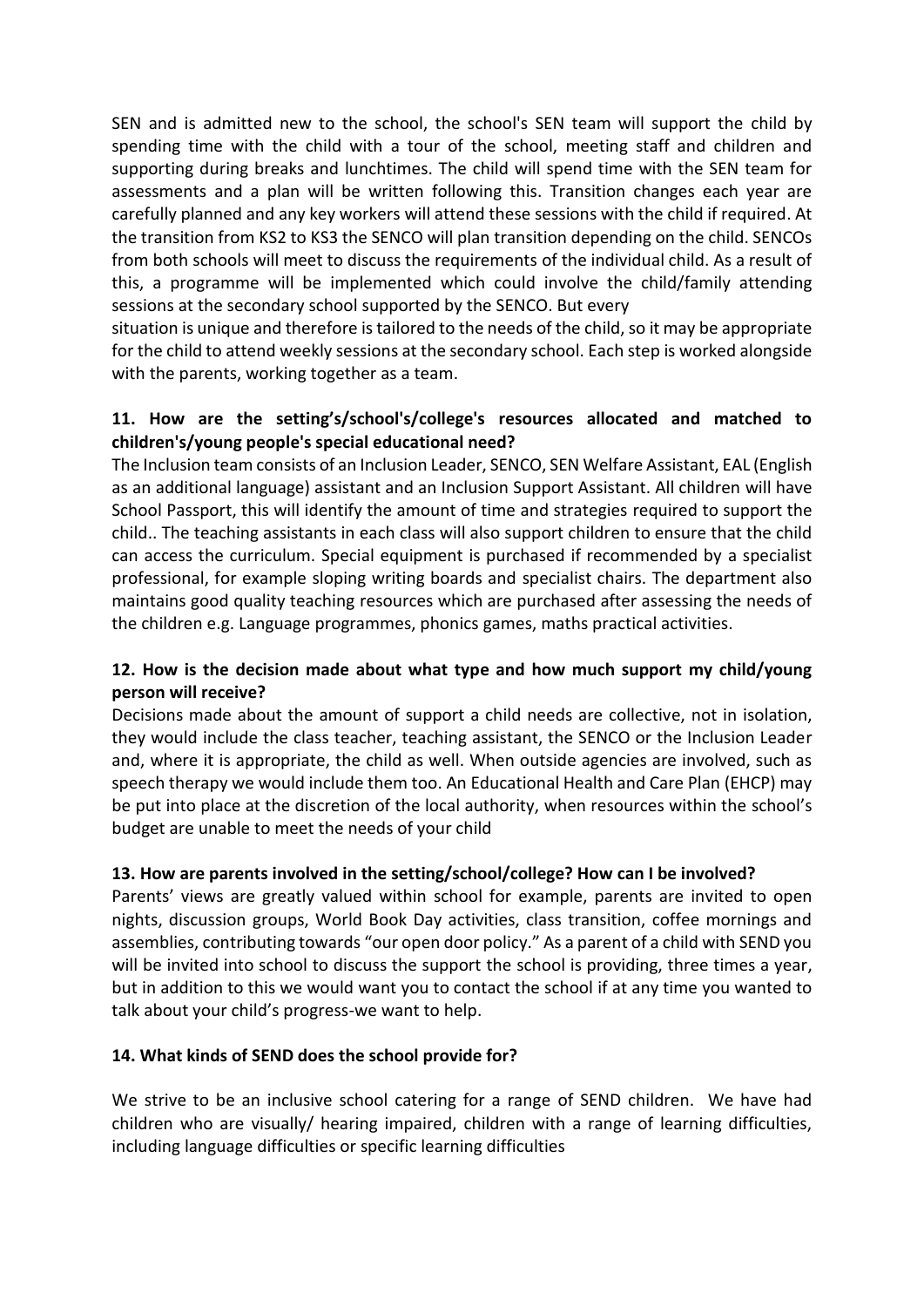SEN and is admitted new to the school, the school's SEN team will support the child by spending time with the child with a tour of the school, meeting staff and children and supporting during breaks and lunchtimes. The child will spend time with the SEN team for assessments and a plan will be written following this. Transition changes each year are carefully planned and any key workers will attend these sessions with the child if required. At the transition from KS2 to KS3 the SENCO will plan transition depending on the child. SENCOs from both schools will meet to discuss the requirements of the individual child. As a result of this, a programme will be implemented which could involve the child/family attending sessions at the secondary school supported by the SENCO. But every situation is unique and therefore is tailored to the needs of the child, so it may be appropriate for the child to attend weekly sessions at the secondary school. Each step is worked alongside with the parents, working together as a team.

**11. How are the setting's/school's/college's resources allocated and matched to children's/young people's special educational need?**

The Inclusion team consists of an Inclusion Leader, SENCO, SEN Welfare Assistant, EAL (English as an additional language) assistant and an Inclusion Support Assistant. All children will have School Passport, this will identify the amount of time and strategies required to support the child.. The teaching assistants in each class will also support children to ensure that the child can access the curriculum. Special equipment is purchased if recommended by a specialist professional, for example sloping writing boards and specialist chairs. The department also maintains good quality teaching resources which are purchased after assessing the needs of the children e.g. Language programmes, phonics games, maths practical activities.

**12. How is the decision made about what type and how much support my child/young person will receive?**

Decisions made about the amount of support a child needs are collective, not in isolation, they would include the class teacher, teaching assistant, the SENCO or the Inclusion Leader and, where it is appropriate, the child as well. When outside agencies are involved, such as speech therapy we would include them too. An Educational Health and Care Plan (EHCP) may be put into place at the discretion of the local authority, when resources within the school's budget are unable to meet the needs of your child

**13. How are parents involved in the setting/school/college? How can I be involved?**

Parents' views are greatly valued within school for example, parents are invited to open nights, discussion groups, World Book Day activities, class transition, coffee mornings and assemblies, contributing towards "our open door policy." As a parent of a child with SEND you will be invited into school to discuss the support the school is providing, three times a year, but in addition to this we would want you to contact the school if at any time you wanted to talk about your child's progress-we want to help.

**14. What kinds of SEND does the school provide for?**

We strive to be an inclusive school catering for a range of SEND children. We have had children who are visually/ hearing impaired, children with a range of learning difficulties, including language difficulties or specific learning difficulties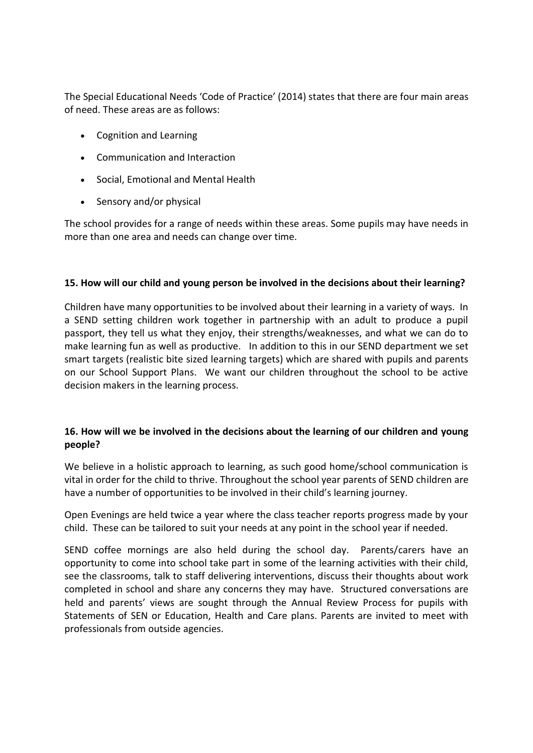The Special Educational Needs 'Code of Practice' (2014) states that there are four main areas of need. These areas are as follows:

- Cognition and Learning
- Communication and Interaction
- Social, Emotional and Mental Health
- Sensory and/or physical

The school provides for a range of needs within these areas. Some pupils may have needs in more than one area and needs can change over time.

**15. How will our child and young person be involved in the decisions about their learning?**

Children have many opportunities to be involved about their learning in a variety of ways. In a SEND setting children work together in partnership with an adult to produce a pupil passport, they tell us what they enjoy, their strengths/weaknesses, and what we can do to make learning fun as well as productive. In addition to this in our SEND department we set smart targets (realistic bite sized learning targets) which are shared with pupils and parents on our School Support Plans. We want our children throughout the school to be active decision makers in the learning process.

**16. How will we be involved in the decisions about the learning of our children and young people?**

We believe in a holistic approach to learning, as such good home/school communication is vital in order for the child to thrive. Throughout the school year parents of SEND children are have a number of opportunities to be involved in their child's learning journey.

Open Evenings are held twice a year where the class teacher reports progress made by your child. These can be tailored to suit your needs at any point in the school year if needed.

SEND coffee mornings are also held during the school day. Parents/carers have an opportunity to come into school take part in some of the learning activities with their child, see the classrooms, talk to staff delivering interventions, discuss their thoughts about work completed in school and share any concerns they may have. Structured conversations are held and parents' views are sought through the Annual Review Process for pupils with Statements of SEN or Education, Health and Care plans. Parents are invited to meet with professionals from outside agencies.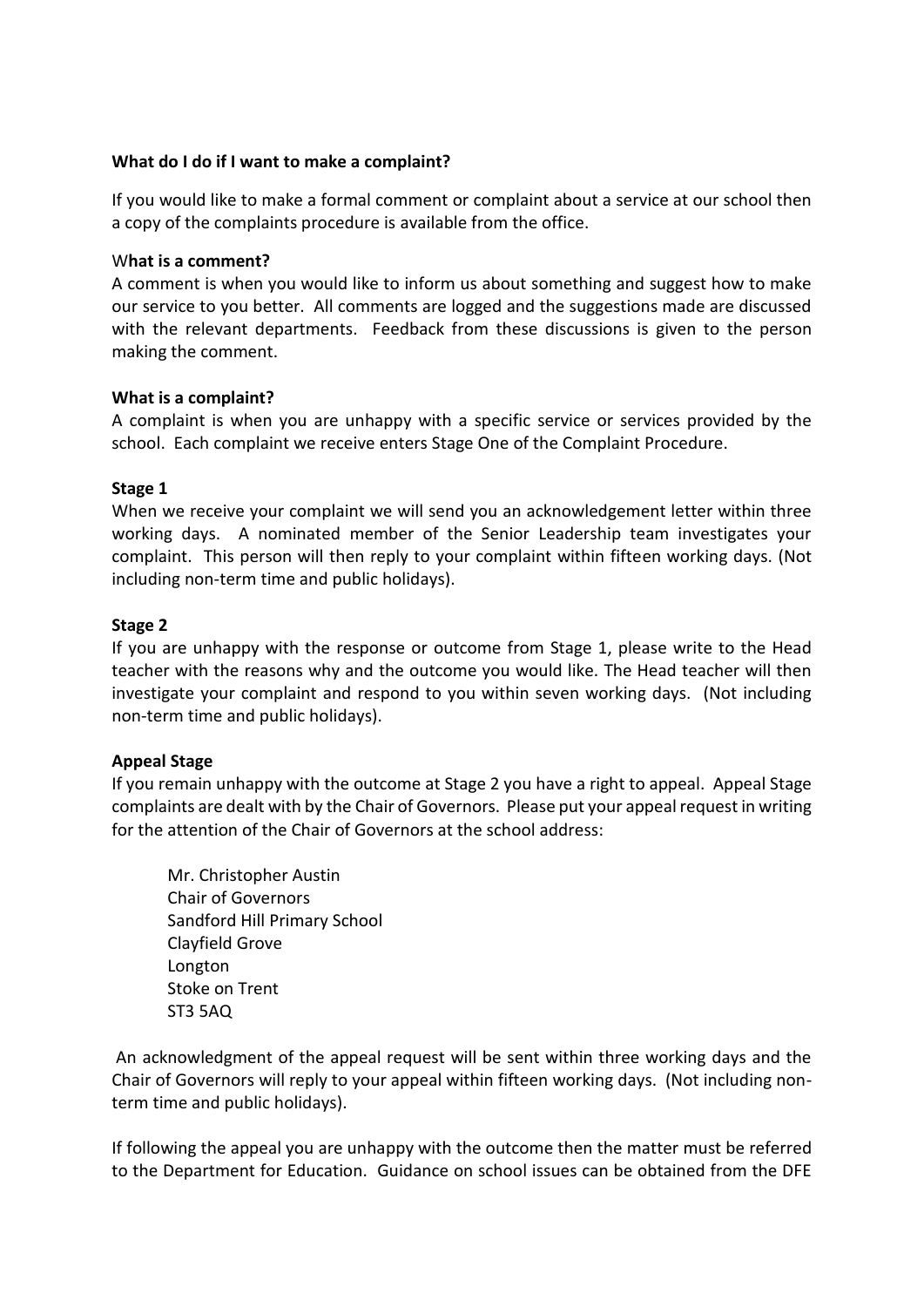**What do I do if I want to make a complaint?**

If you would like to make a formal comment or complaint about a service at our school then a copy of the complaints procedure is available from the office.

**What is a comment?**

A comment is when you would like to inform us about something and suggest how to make our service to you better. All comments are logged and the suggestions made are discussed with the relevant departments. Feedback from these discussions is given to the person making the comment.

**What is a complaint?**

A complaint is when you are unhappy with a specific service or services provided by the school. Each complaint we receive enters Stage One of the Complaint Procedure.

**Stage 1**

When we receive your complaint we will send you an acknowledgement letter within three working days. A nominated member of the Senior Leadership team investigates your complaint. This person will then reply to your complaint within fifteen working days. (Not including non-term time and public holidays).

**Stage 2**

If you are unhappy with the response or outcome from Stage 1, please write to the Head teacher with the reasons why and the outcome you would like. The Head teacher will then investigate your complaint and respond to you within seven working days. (Not including non-term time and public holidays).

**Appeal Stage**

If you remain unhappy with the outcome at Stage 2 you have a right to appeal. Appeal Stage complaints are dealt with by the Chair of Governors. Please put your appeal request in writing for the attention of the Chair of Governors at the school address:

Mr. Christopher Austin
Chair of Governors
Sandford Hill Primary School
Clayfield Grove
Longton
Stoke on Trent
ST3 5AQ

An acknowledgment of the appeal request will be sent within three working days and the Chair of Governors will reply to your appeal within fifteen working days. (Not including non-term time and public holidays).

If following the appeal you are unhappy with the outcome then the matter must be referred to the Department for Education. Guidance on school issues can be obtained from the DFE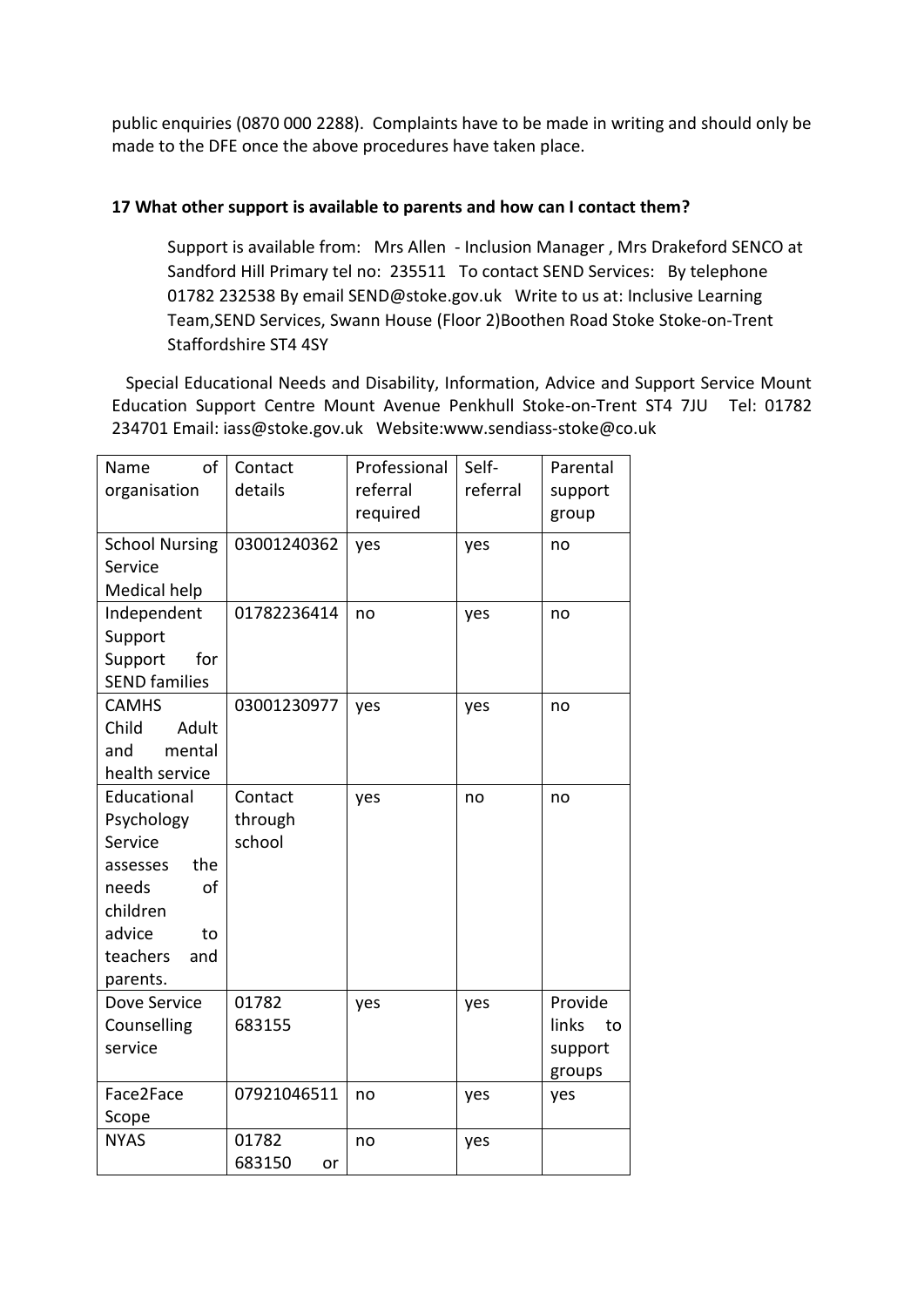public enquiries (0870 000 2288). Complaints have to be made in writing and should only be made to the DFE once the above procedures have taken place.

**17 What other support is available to parents and how can I contact them?**

Support is available from: Mrs Allen - Inclusion Manager , Mrs Drakeford SENCO at Sandford Hill Primary tel no: 235511 To contact SEND Services: By telephone 01782 232538 By email SEND@stoke.gov.uk Write to us at: Inclusive Learning Team,SEND Services, Swann House (Floor 2)Boothen Road Stoke Stoke-on-Trent Staffordshire ST4 4SY

Special Educational Needs and Disability, Information, Advice and Support Service Mount Education Support Centre Mount Avenue Penkhull Stoke-on-Trent ST4 7JU Tel: 01782 234701 Email: iass@stoke.gov.uk Website:www.sendiass-stoke@co.uk

| Name of organisation | Contact details | Professional referral required | Self-referral | Parental support group |
|---|---|---|---|---|
| School Nursing Service Medical help | 03001240362 | yes | yes | no |
| Independent Support Support for SEND families | 01782236414 | no | yes | no |
| CAMHS Child Adult and mental health service | 03001230977 | yes | yes | no |
| Educational Psychology Service assesses the needs of children advice to teachers and parents. | Contact through school | yes | no | no |
| Dove Service Counselling service | 01782 683155 | yes | yes | Provide links to support groups |
| Face2Face Scope | 07921046511 | no | yes | yes |
| NYAS | 01782 683150 or | no | yes | |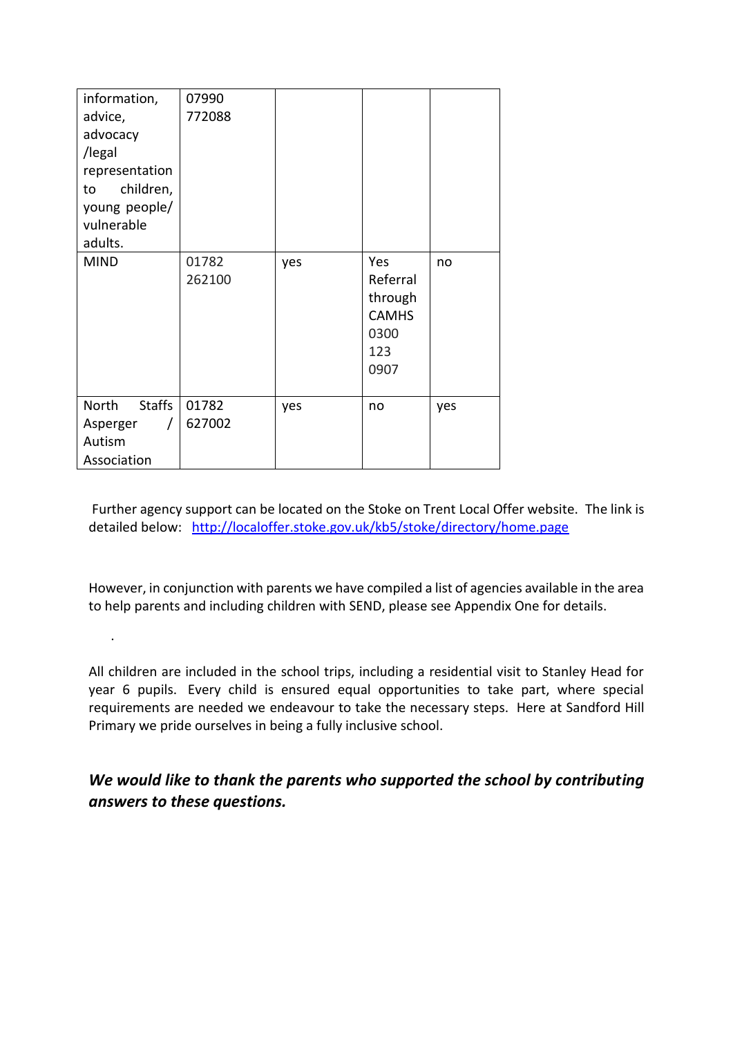| | | | | |
|---|---|---|---|---|
| information, advice, advocacy /legal representation to children, young people/ vulnerable adults. | 07990 772088 | | | |
| MIND | 01782 262100 | yes | Yes Referral through CAMHS 0300 123 0907 | no |
| North Staffs Asperger / Autism Association | 01782 627002 | yes | no | yes |

Further agency support can be located on the Stoke on Trent Local Offer website. The link is detailed below: http://localoffer.stoke.gov.uk/kb5/stoke/directory/home.page

However, in conjunction with parents we have compiled a list of agencies available in the area to help parents and including children with SEND, please see Appendix One for details.

.

All children are included in the school trips, including a residential visit to Stanley Head for year 6 pupils. Every child is ensured equal opportunities to take part, where special requirements are needed we endeavour to take the necessary steps. Here at Sandford Hill Primary we pride ourselves in being a fully inclusive school.

***We would like to thank the parents who supported the school by contributing answers to these questions.***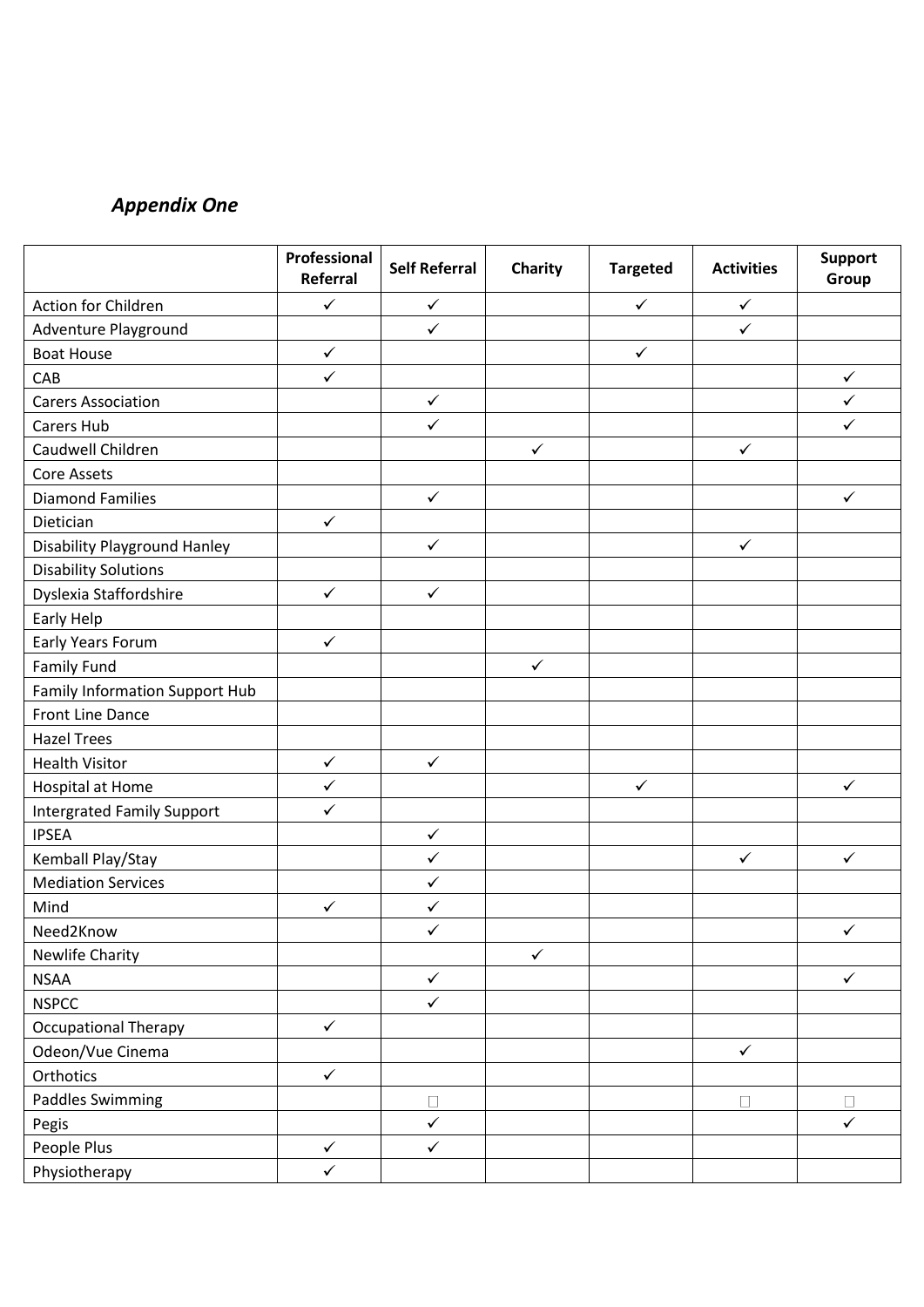*Appendix One*

| | Professional Referral | Self Referral | Charity | Targeted | Activities | Support Group |
|---|---|---|---|---|---|---|
| Action for Children | ✓ | ✓ | | ✓ | ✓ | |
| Adventure Playground | | ✓ | | | ✓ | |
| Boat House | ✓ | | | ✓ | | |
| CAB | ✓ | | | | | ✓ |
| Carers Association | | ✓ | | | | ✓ |
| Carers Hub | | ✓ | | | | ✓ |
| Caudwell Children | | | ✓ | | ✓ | |
| Core Assets | | | | | | |
| Diamond Families | | ✓ | | | | ✓ |
| Dietician | ✓ | | | | | |
| Disability Playground Hanley | | ✓ | | | ✓ | |
| Disability Solutions | | | | | | |
| Dyslexia Staffordshire | ✓ | ✓ | | | | |
| Early Help | | | | | | |
| Early Years Forum | ✓ | | | | | |
| Family Fund | | | ✓ | | | |
| Family Information Support Hub | | | | | | |
| Front Line Dance | | | | | | |
| Hazel Trees | | | | | | |
| Health Visitor | ✓ | ✓ | | | | |
| Hospital at Home | ✓ | | | ✓ | | ✓ |
| Intergrated Family Support | ✓ | | | | | |
| IPSEA | | ✓ | | | | |
| Kemball Play/Stay | | ✓ | | | ✓ | ✓ |
| Mediation Services | | ✓ | | | | |
| Mind | ✓ | ✓ | | | | |
| Need2Know | | ✓ | | | | ✓ |
| Newlife Charity | | | ✓ | | | |
| NSAA | | ✓ | | | | ✓ |
| NSPCC | | ✓ | | | | |
| Occupational Therapy | ✓ | | | | | |
| Odeon/Vue Cinema | | | | | ✓ | |
| Orthotics | ✓ | | | | | |
| Paddles Swimming | | □ | | | □ | □ |
| Pegis | | ✓ | | | | ✓ |
| People Plus | ✓ | ✓ | | | | |
| Physiotherapy | ✓ | | | | | |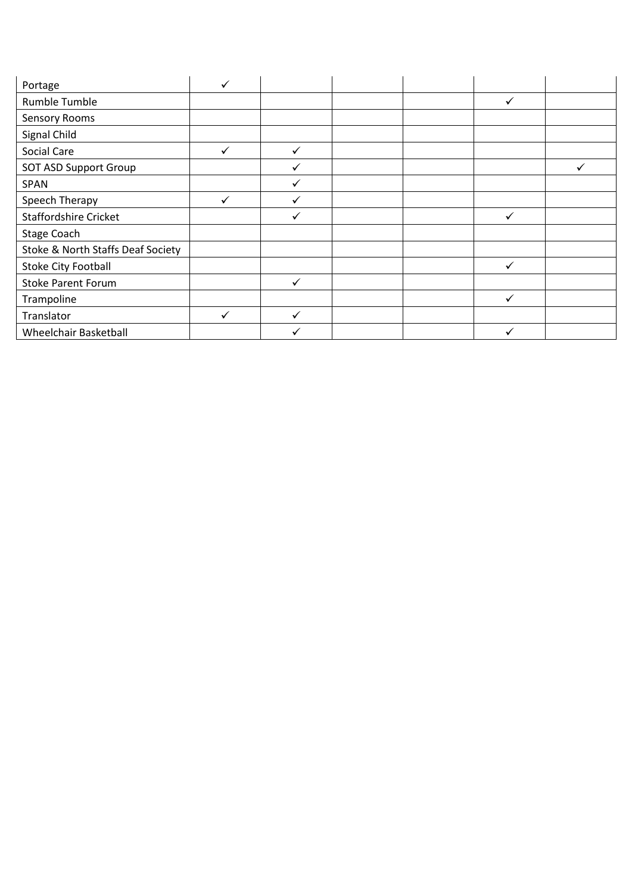| | | | | | | |
|---|---|---|---|---|---|---|
| Portage | ✓ | | | | | |
| Rumble Tumble | | | | | ✓ | |
| Sensory Rooms | | | | | | |
| Signal Child | | | | | | |
| Social Care | ✓ | ✓ | | | | |
| SOT ASD Support Group | | ✓ | | | | ✓ |
| SPAN | | ✓ | | | | |
| Speech Therapy | ✓ | ✓ | | | | |
| Staffordshire Cricket | | ✓ | | | ✓ | |
| Stage Coach | | | | | | |
| Stoke & North Staffs Deaf Society | | | | | | |
| Stoke City Football | | | | | ✓ | |
| Stoke Parent Forum | | ✓ | | | | |
| Trampoline | | | | | ✓ | |
| Translator | ✓ | ✓ | | | | |
| Wheelchair Basketball | | ✓ | | | ✓ | |